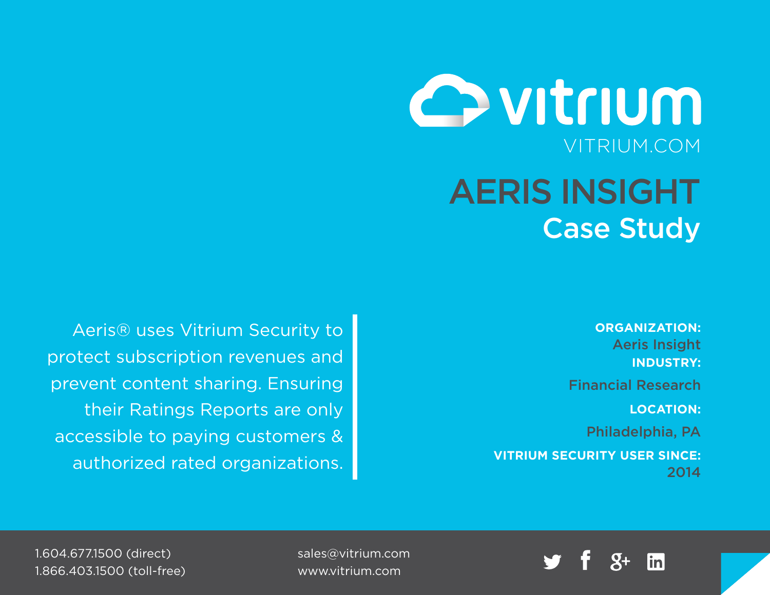vitrium

VITRIUM.COM

# AERIS INSIGHT

## Case Study

Aeris® uses Vitrium Security to protect subscription revenues and prevent content sharing. Ensuring their Ratings Reports are only accessible to paying customers & authorized rated organizations.

**ORGANIZATION:**
Aeris Insight

**INDUSTRY:**
Financial Research

**LOCATION:**
Philadelphia, PA

**VITRIUM SECURITY USER SINCE:**
2014

1.604.677.1500 (direct)
1.866.403.1500 (toll-free)

sales@vitrium.com
www.vitrium.com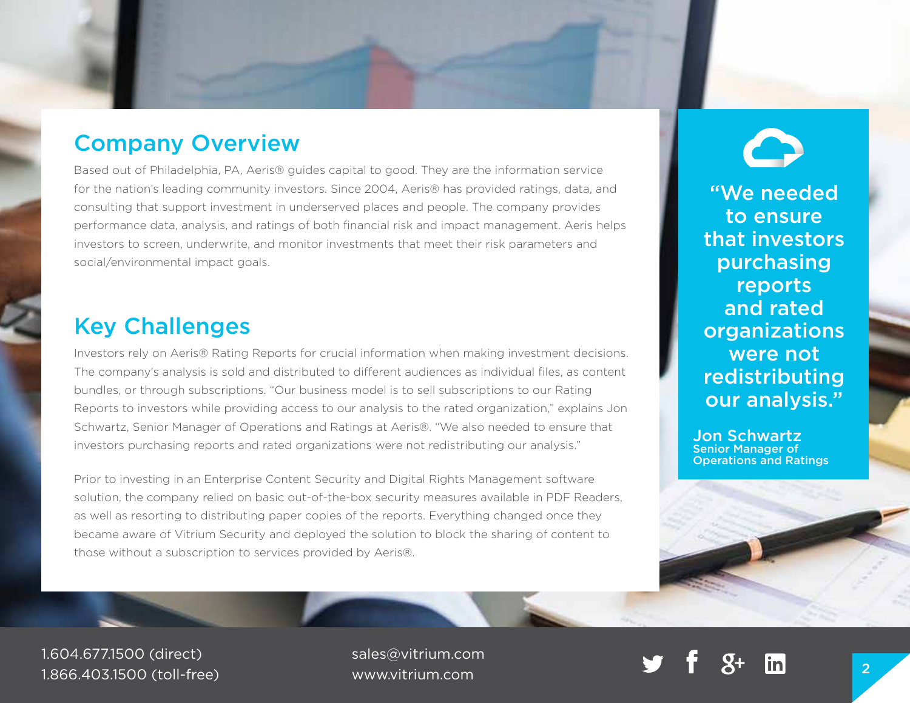## Company Overview

Based out of Philadelphia, PA, Aeris® guides capital to good. They are the information service for the nation's leading community investors. Since 2004, Aeris® has provided ratings, data, and consulting that support investment in underserved places and people. The company provides performance data, analysis, and ratings of both financial risk and impact management. Aeris helps investors to screen, underwrite, and monitor investments that meet their risk parameters and social/environmental impact goals.

## Key Challenges

Investors rely on Aeris® Rating Reports for crucial information when making investment decisions. The company's analysis is sold and distributed to different audiences as individual files, as content bundles, or through subscriptions. "Our business model is to sell subscriptions to our Rating Reports to investors while providing access to our analysis to the rated organization," explains Jon Schwartz, Senior Manager of Operations and Ratings at Aeris®. "We also needed to ensure that investors purchasing reports and rated organizations were not redistributing our analysis."

Prior to investing in an Enterprise Content Security and Digital Rights Management software solution, the company relied on basic out-of-the-box security measures available in PDF Readers, as well as resorting to distributing paper copies of the reports. Everything changed once they became aware of Vitrium Security and deployed the solution to block the sharing of content to those without a subscription to services provided by Aeris®.

> **"We needed to ensure that investors purchasing reports and rated organizations were not redistributing our analysis."**
>
> **Jon Schwartz**
> Senior Manager of Operations and Ratings

1.604.677.1500 (direct)
1.866.403.1500 (toll-free)

sales@vitrium.com
www.vitrium.com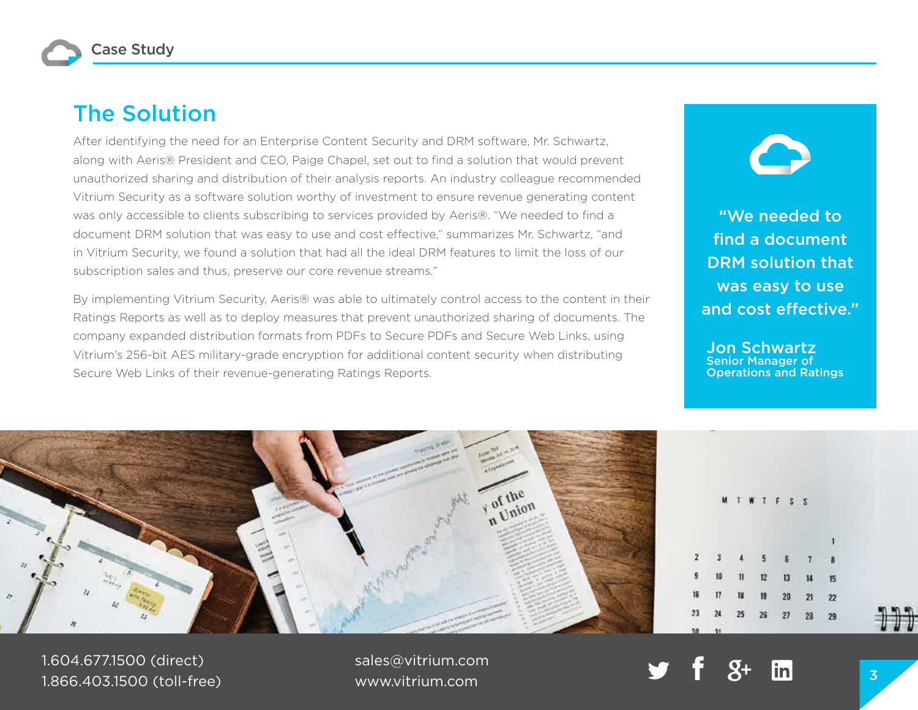## The Solution

After identifying the need for an Enterprise Content Security and DRM software, Mr. Schwartz, along with Aeris® President and CEO, Paige Chapel, set out to find a solution that would prevent unauthorized sharing and distribution of their analysis reports. An industry colleague recommended Vitrium Security as a software solution worthy of investment to ensure revenue generating content was only accessible to clients subscribing to services provided by Aeris®. "We needed to find a document DRM solution that was easy to use and cost effective," summarizes Mr. Schwartz, "and in Vitrium Security, we found a solution that had all the ideal DRM features to limit the loss of our subscription sales and thus, preserve our core revenue streams."

By implementing Vitrium Security, Aeris® was able to ultimately control access to the content in their Ratings Reports as well as to deploy measures that prevent unauthorized sharing of documents. The company expanded distribution formats from PDFs to Secure PDFs and Secure Web Links, using Vitrium's 256-bit AES military-grade encryption for additional content security when distributing Secure Web Links of their revenue-generating Ratings Reports.

> "We needed to find a document DRM solution that was easy to use and cost effective."
>
> **Jon Schwartz**
> Senior Manager of Operations and Ratings

1.604.677.1500 (direct)
1.866.403.1500 (toll-free)

sales@vitrium.com
www.vitrium.com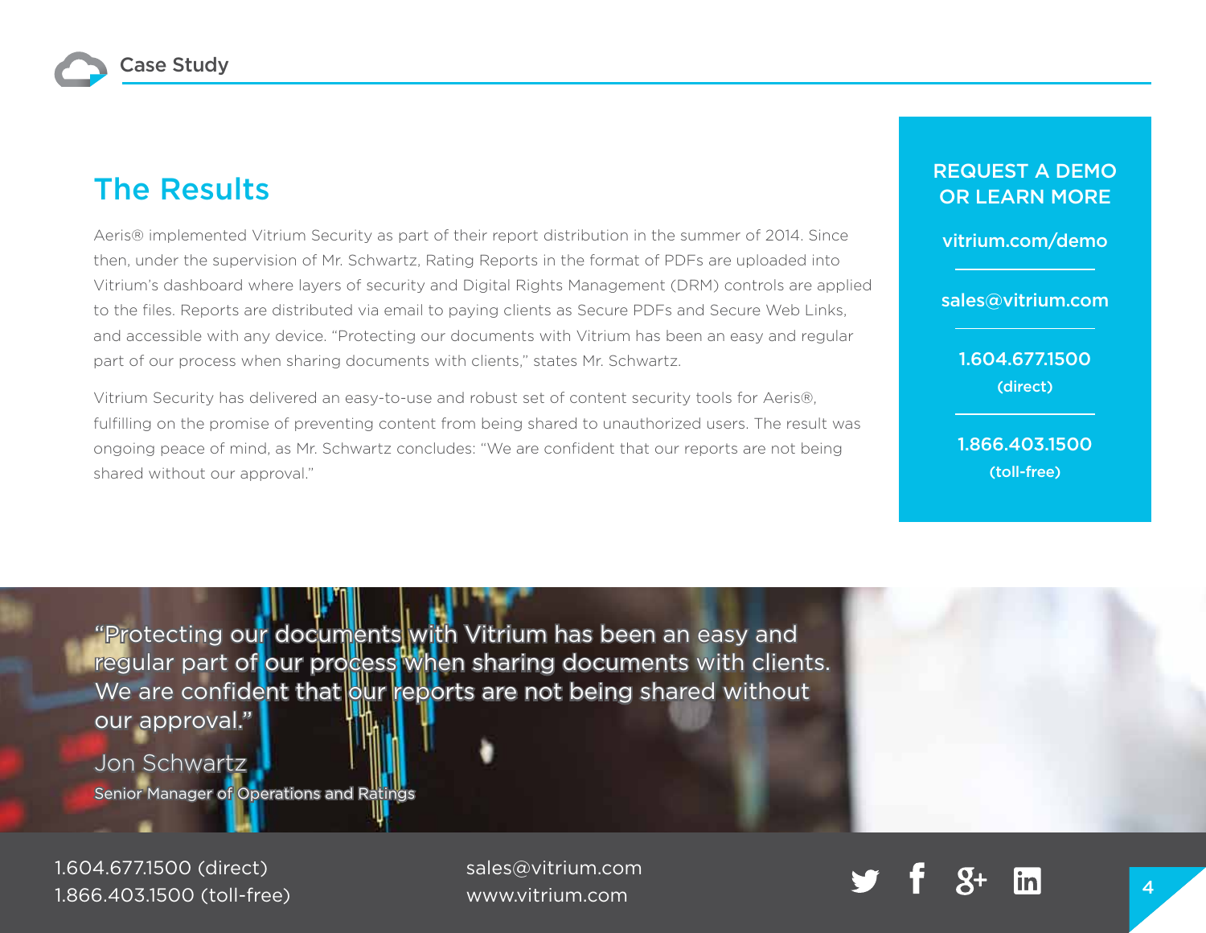## The Results

Aeris® implemented Vitrium Security as part of their report distribution in the summer of 2014. Since then, under the supervision of Mr. Schwartz, Rating Reports in the format of PDFs are uploaded into Vitrium's dashboard where layers of security and Digital Rights Management (DRM) controls are applied to the files. Reports are distributed via email to paying clients as Secure PDFs and Secure Web Links, and accessible with any device. "Protecting our documents with Vitrium has been an easy and regular part of our process when sharing documents with clients," states Mr. Schwartz.

Vitrium Security has delivered an easy-to-use and robust set of content security tools for Aeris®, fulfilling on the promise of preventing content from being shared to unauthorized users. The result was ongoing peace of mind, as Mr. Schwartz concludes: "We are confident that our reports are not being shared without our approval."

**REQUEST A DEMO OR LEARN MORE**

vitrium.com/demo

sales@vitrium.com

1.604.677.1500 (direct)

1.866.403.1500 (toll-free)

> "Protecting our documents with Vitrium has been an easy and regular part of our process when sharing documents with clients. We are confident that our reports are not being shared without our approval."
>
> Jon Schwartz
> Senior Manager of Operations and Ratings

1.604.677.1500 (direct)
1.866.403.1500 (toll-free)

sales@vitrium.com
www.vitrium.com